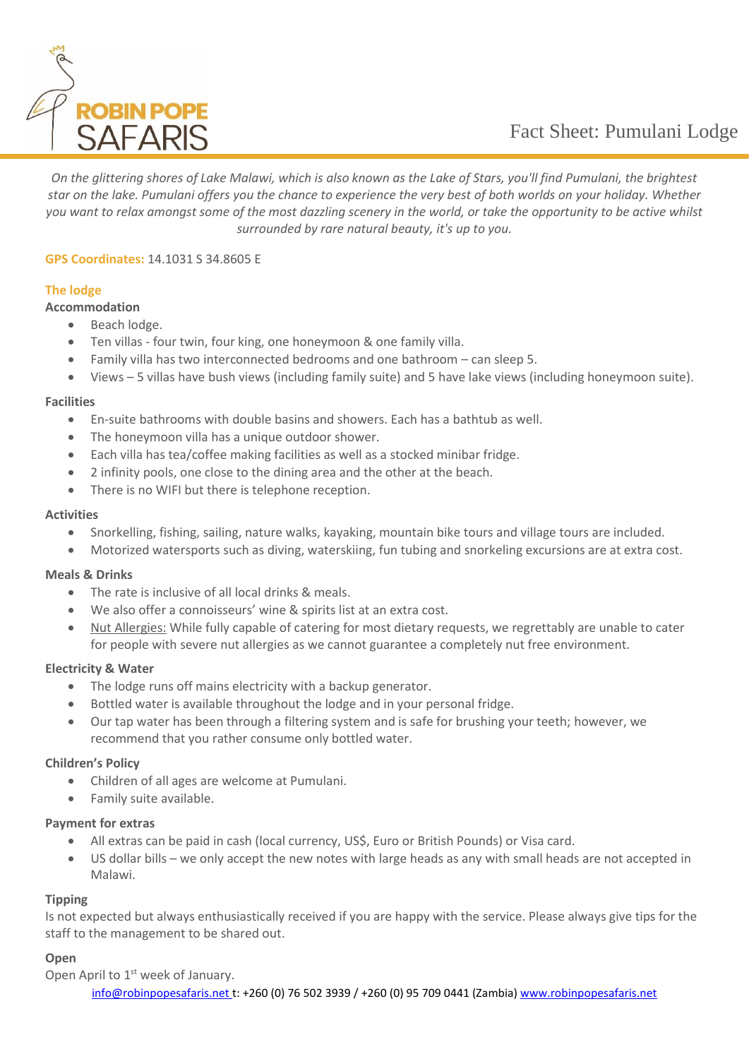ROBIN POPE SAFARIS

# Fact Sheet: Pumulani Lodge

*On the glittering shores of Lake Malawi, which is also known as the Lake of Stars, you'll find Pumulani, the brightest star on the lake. Pumulani offers you the chance to experience the very best of both worlds on your holiday. Whether you want to relax amongst some of the most dazzling scenery in the world, or take the opportunity to be active whilst surrounded by rare natural beauty, it's up to you.*

**GPS Coordinates:** 14.1031 S 34.8605 E

## The lodge

### Accommodation

- Beach lodge.
- Ten villas - four twin, four king, one honeymoon & one family villa.
- Family villa has two interconnected bedrooms and one bathroom – can sleep 5.
- Views – 5 villas have bush views (including family suite) and 5 have lake views (including honeymoon suite).

### Facilities

- En-suite bathrooms with double basins and showers. Each has a bathtub as well.
- The honeymoon villa has a unique outdoor shower.
- Each villa has tea/coffee making facilities as well as a stocked minibar fridge.
- 2 infinity pools, one close to the dining area and the other at the beach.
- There is no WIFI but there is telephone reception.

### Activities

- Snorkelling, fishing, sailing, nature walks, kayaking, mountain bike tours and village tours are included.
- Motorized watersports such as diving, waterskiing, fun tubing and snorkeling excursions are at extra cost.

### Meals & Drinks

- The rate is inclusive of all local drinks & meals.
- We also offer a connoisseurs' wine & spirits list at an extra cost.
- Nut Allergies: While fully capable of catering for most dietary requests, we regrettably are unable to cater for people with severe nut allergies as we cannot guarantee a completely nut free environment.

### Electricity & Water

- The lodge runs off mains electricity with a backup generator.
- Bottled water is available throughout the lodge and in your personal fridge.
- Our tap water has been through a filtering system and is safe for brushing your teeth; however, we recommend that you rather consume only bottled water.

### Children's Policy

- Children of all ages are welcome at Pumulani.
- Family suite available.

### Payment for extras

- All extras can be paid in cash (local currency, US$, Euro or British Pounds) or Visa card.
- US dollar bills – we only accept the new notes with large heads as any with small heads are not accepted in Malawi.

### Tipping

Is not expected but always enthusiastically received if you are happy with the service. Please always give tips for the staff to the management to be shared out.

### Open

Open April to 1st week of January.

info@robinpopesafaris.net t: +260 (0) 76 502 3939 / +260 (0) 95 709 0441 (Zambia) www.robinpopesafaris.net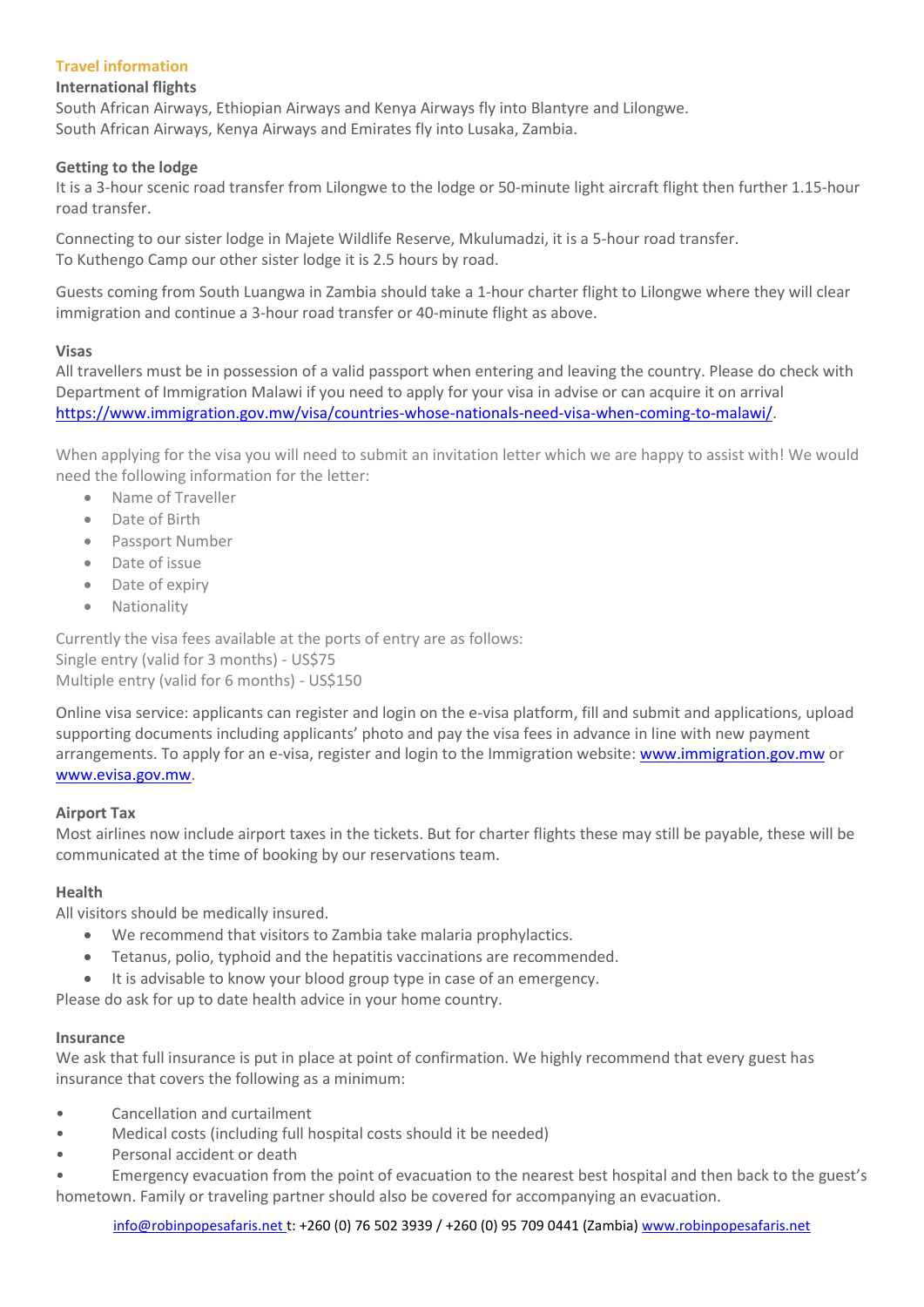## Travel information

### International flights

South African Airways, Ethiopian Airways and Kenya Airways fly into Blantyre and Lilongwe.
South African Airways, Kenya Airways and Emirates fly into Lusaka, Zambia.

### Getting to the lodge

It is a 3-hour scenic road transfer from Lilongwe to the lodge or 50-minute light aircraft flight then further 1.15-hour road transfer.

Connecting to our sister lodge in Majete Wildlife Reserve, Mkulumadzi, it is a 5-hour road transfer.
To Kuthengo Camp our other sister lodge it is 2.5 hours by road.

Guests coming from South Luangwa in Zambia should take a 1-hour charter flight to Lilongwe where they will clear immigration and continue a 3-hour road transfer or 40-minute flight as above.

### Visas

All travellers must be in possession of a valid passport when entering and leaving the country. Please do check with Department of Immigration Malawi if you need to apply for your visa in advise or can acquire it on arrival https://www.immigration.gov.mw/visa/countries-whose-nationals-need-visa-when-coming-to-malawi/.

When applying for the visa you will need to submit an invitation letter which we are happy to assist with! We would need the following information for the letter:

- Name of Traveller
- Date of Birth
- Passport Number
- Date of issue
- Date of expiry
- Nationality

Currently the visa fees available at the ports of entry are as follows:
Single entry (valid for 3 months) - US$75
Multiple entry (valid for 6 months) - US$150

Online visa service: applicants can register and login on the e-visa platform, fill and submit and applications, upload supporting documents including applicants' photo and pay the visa fees in advance in line with new payment arrangements. To apply for an e-visa, register and login to the Immigration website: www.immigration.gov.mw or www.evisa.gov.mw.

### Airport Tax

Most airlines now include airport taxes in the tickets. But for charter flights these may still be payable, these will be communicated at the time of booking by our reservations team.

### Health

All visitors should be medically insured.

- We recommend that visitors to Zambia take malaria prophylactics.
- Tetanus, polio, typhoid and the hepatitis vaccinations are recommended.
- It is advisable to know your blood group type in case of an emergency.

Please do ask for up to date health advice in your home country.

### Insurance

We ask that full insurance is put in place at point of confirmation. We highly recommend that every guest has insurance that covers the following as a minimum:

- Cancellation and curtailment
- Medical costs (including full hospital costs should it be needed)
- Personal accident or death
- Emergency evacuation from the point of evacuation to the nearest best hospital and then back to the guest's hometown. Family or traveling partner should also be covered for accompanying an evacuation.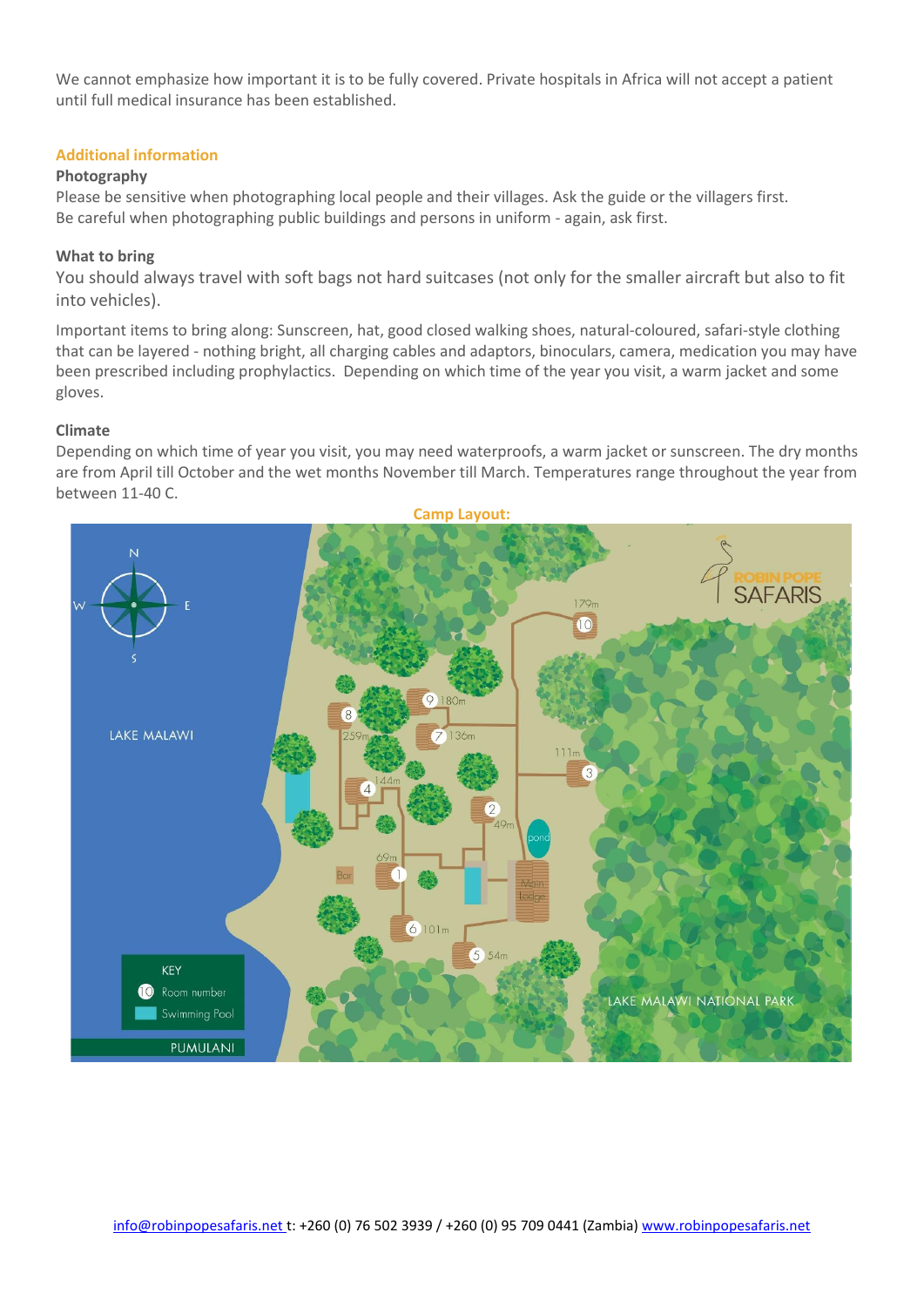We cannot emphasize how important it is to be fully covered. Private hospitals in Africa will not accept a patient until full medical insurance has been established.

## Additional information

### Photography

Please be sensitive when photographing local people and their villages. Ask the guide or the villagers first.
Be careful when photographing public buildings and persons in uniform - again, ask first.

### What to bring

You should always travel with soft bags not hard suitcases (not only for the smaller aircraft but also to fit into vehicles).

Important items to bring along: Sunscreen, hat, good closed walking shoes, natural-coloured, safari-style clothing that can be layered - nothing bright, all charging cables and adaptors, binoculars, camera, medication you may have been prescribed including prophylactics. Depending on which time of the year you visit, a warm jacket and some gloves.

### Climate

Depending on which time of year you visit, you may need waterproofs, a warm jacket or sunscreen. The dry months are from April till October and the wet months November till March. Temperatures range throughout the year from between 11-40 C.

## Camp Layout:

N
W
E
S
LAKE MALAWI
ROBIN POPE SAFARIS
179m
10
9
180m
8
7
136m
259m
111m
3
4
144m
2
49m
pond
69m
Bar
1
Main lodge
6
101m
5
54m
KEY
10 Room number
Swimming Pool
PUMULANI
LAKE MALAWI NATIONAL PARK